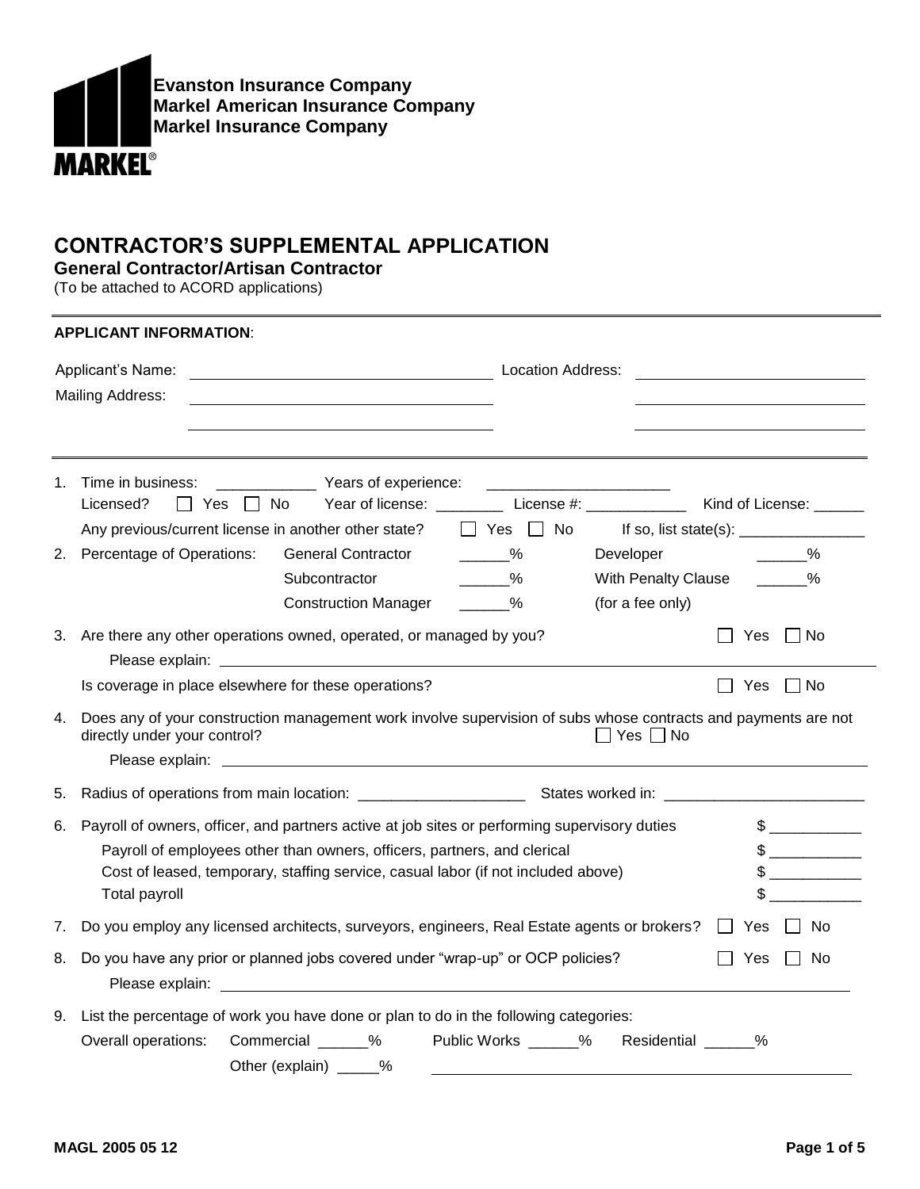**Evanston Insurance Company**
**Markel American Insurance Company**
**Markel Insurance Company**

**MARKEL®**

# CONTRACTOR'S SUPPLEMENTAL APPLICATION

**General Contractor/Artisan Contractor**

(To be attached to ACORD applications)

**APPLICANT INFORMATION**:

Applicant's Name: ____________________ Location Address: ____________________

Mailing Address: ____________________

1. Time in business: ____________ Years of experience: ______________________
   Licensed? ☐ Yes ☐ No Year of license: ________ License #: ____________ Kind of License: ______
   Any previous/current license in another other state? ☐ Yes ☐ No If so, list state(s): _______________
2. Percentage of Operations:

| | | | |
|---|---|---|---|
| General Contractor | ______% | Developer | ______% |
| Subcontractor | ______% | With Penalty Clause | ______% |
| Construction Manager | ______% | (for a fee only) | |

3. Are there any other operations owned, operated, or managed by you? ☐ Yes ☐ No
   Please explain: ____________________
   Is coverage in place elsewhere for these operations? ☐ Yes ☐ No
4. Does any of your construction management work involve supervision of subs whose contracts and payments are not directly under your control? ☐ Yes ☐ No
   Please explain: ____________________
5. Radius of operations from main location: ____________________ States worked in: ________________________
6. Payroll of owners, officer, and partners active at job sites or performing supervisory duties $ ___________
   Payroll of employees other than owners, officers, partners, and clerical $ ___________
   Cost of leased, temporary, staffing service, casual labor (if not included above) $ ___________
   Total payroll $ ___________
7. Do you employ any licensed architects, surveyors, engineers, Real Estate agents or brokers? ☐ Yes ☐ No
8. Do you have any prior or planned jobs covered under "wrap-up" or OCP policies? ☐ Yes ☐ No
   Please explain: ____________________
9. List the percentage of work you have done or plan to do in the following categories:
   Overall operations: Commercial ______% Public Works ______% Residential ______%
   Other (explain) _____% ____________________

MAGL 2005 05 12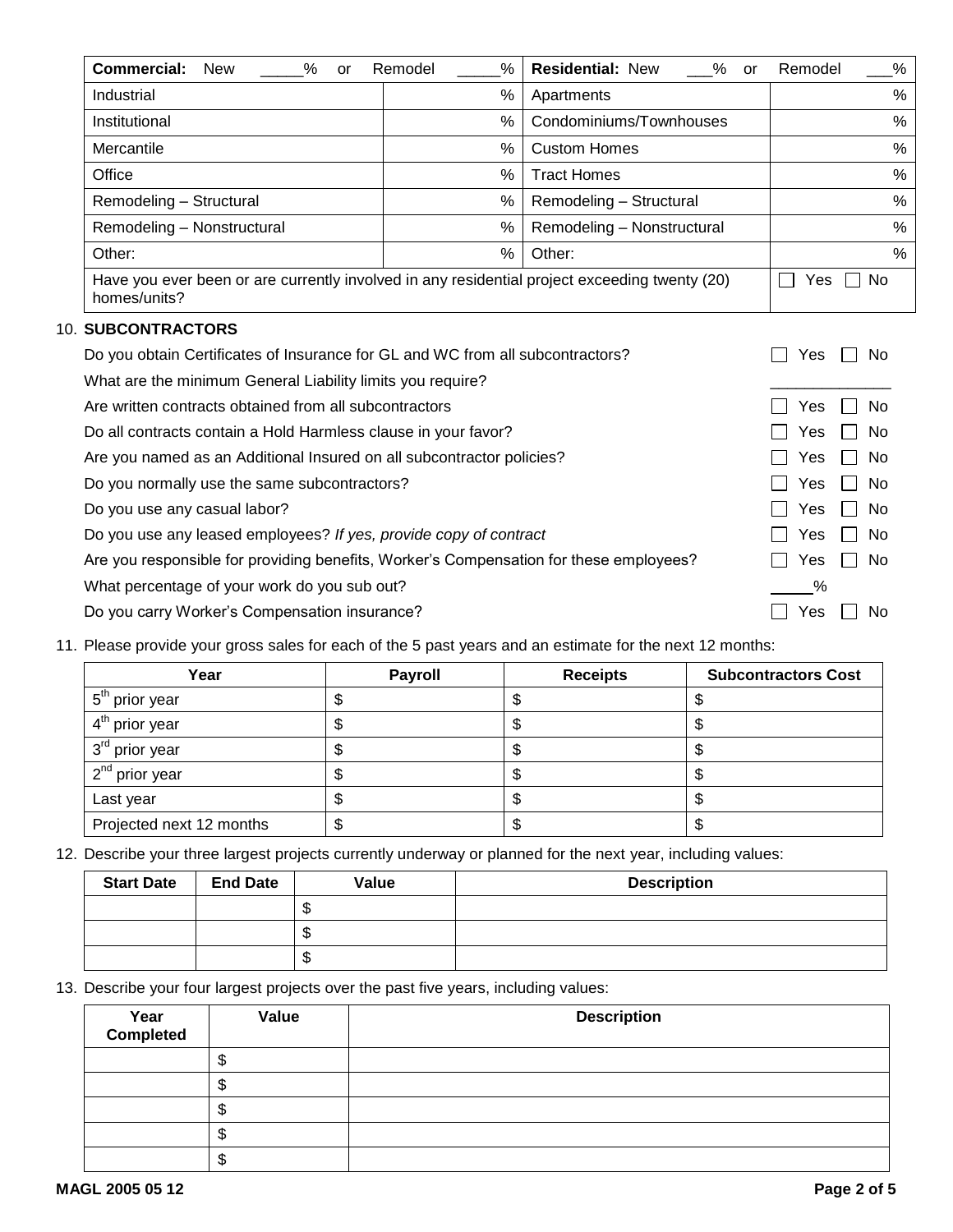| **Commercial:** New _____% or Remodel _____% | | **Residential:** New ___% or Remodel ___% | |
|---|---|---|---|
| Industrial | % | Apartments | % |
| Institutional | % | Condominiums/Townhouses | % |
| Mercantile | % | Custom Homes | % |
| Office | % | Tract Homes | % |
| Remodeling – Structural | % | Remodeling – Structural | % |
| Remodeling – Nonstructural | % | Remodeling – Nonstructural | % |
| Other: | % | Other: | % |
| Have you ever been or are currently involved in any residential project exceeding twenty (20) homes/units? | | | ☐ Yes ☐ No |

10. **SUBCONTRACTORS**

Do you obtain Certificates of Insurance for GL and WC from all subcontractors? ☐ Yes ☐ No

What are the minimum General Liability limits you require? ______________

Are written contracts obtained from all subcontractors ☐ Yes ☐ No

Do all contracts contain a Hold Harmless clause in your favor? ☐ Yes ☐ No

Are you named as an Additional Insured on all subcontractor policies? ☐ Yes ☐ No

Do you normally use the same subcontractors? ☐ Yes ☐ No

Do you use any casual labor? ☐ Yes ☐ No

Do you use any leased employees? *If yes, provide copy of contract* ☐ Yes ☐ No

Are you responsible for providing benefits, Worker's Compensation for these employees? ☐ Yes ☐ No

What percentage of your work do you sub out? _____%

Do you carry Worker's Compensation insurance? ☐ Yes ☐ No

11. Please provide your gross sales for each of the 5 past years and an estimate for the next 12 months:

| Year | Payroll | Receipts | Subcontractors Cost |
|---|---|---|---|
| 5th prior year | $ | $ | $ |
| 4th prior year | $ | $ | $ |
| 3rd prior year | $ | $ | $ |
| 2nd prior year | $ | $ | $ |
| Last year | $ | $ | $ |
| Projected next 12 months | $ | $ | $ |

12. Describe your three largest projects currently underway or planned for the next year, including values:

| Start Date | End Date | Value | Description |
|---|---|---|---|
| | | $ | |
| | | $ | |
| | | $ | |

13. Describe your four largest projects over the past five years, including values:

| Year Completed | Value | Description |
|---|---|---|
| | $ | |
| | $ | |
| | $ | |
| | $ | |
| | $ | |

MAGL 2005 05 12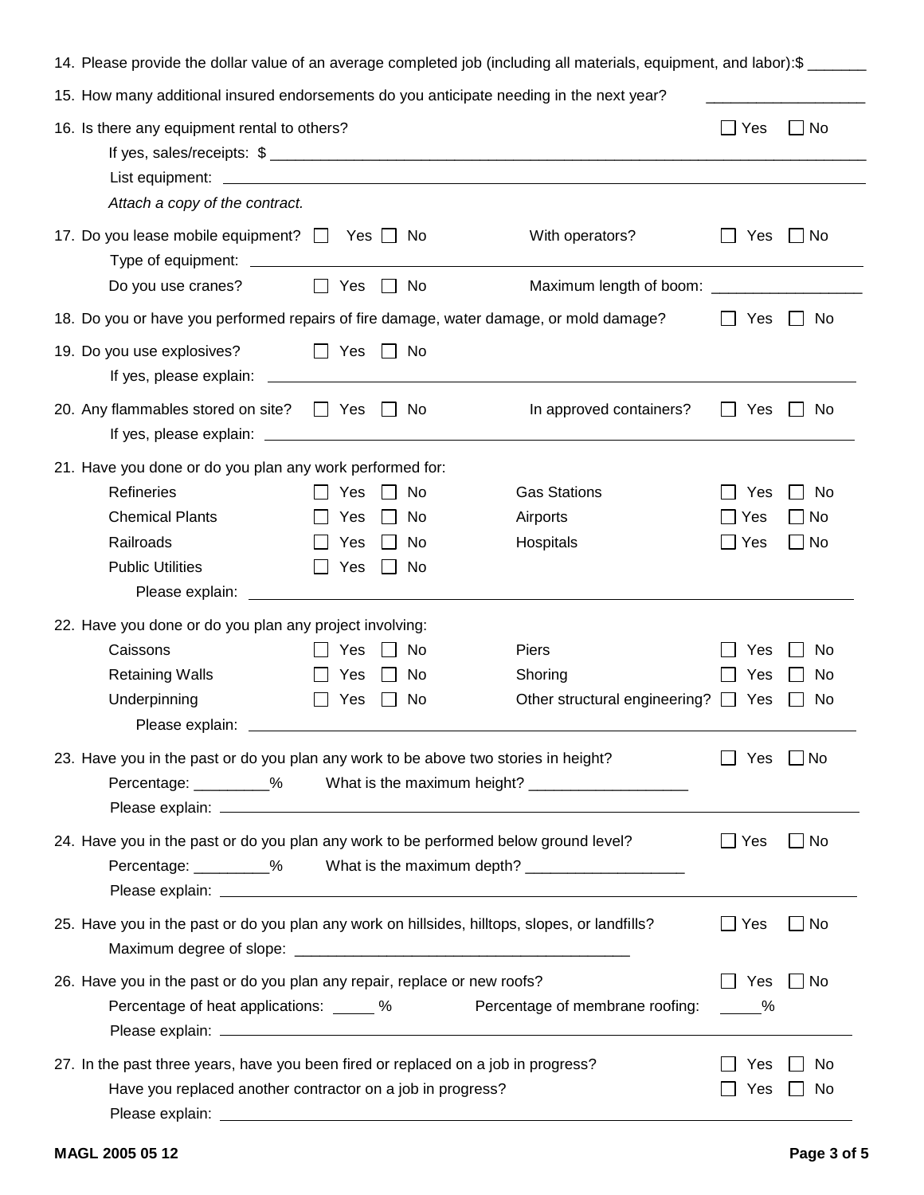14. Please provide the dollar value of an average completed job (including all materials, equipment, and labor):$ _______

15. How many additional insured endorsements do you anticipate needing in the next year? ___________________

16. Is there any equipment rental to others? ☐ Yes ☐ No

    If yes, sales/receipts: $ ___________________________________________

    List equipment: ___________________________________________

    *Attach a copy of the contract.*

17. Do you lease mobile equipment? ☐ Yes ☐ No With operators? ☐ Yes ☐ No

    Type of equipment: ___________________________________________

    Do you use cranes? ☐ Yes ☐ No Maximum length of boom: ___________________

18. Do you or have you performed repairs of fire damage, water damage, or mold damage? ☐ Yes ☐ No

19. Do you use explosives? ☐ Yes ☐ No

    If yes, please explain: ___________________________________________

20. Any flammables stored on site? ☐ Yes ☐ No In approved containers? ☐ Yes ☐ No

    If yes, please explain: ___________________________________________

21. Have you done or do you plan any work performed for:

    | | | | |
    |---|---|---|---|
    | Refineries | ☐ Yes ☐ No | Gas Stations | ☐ Yes ☐ No |
    | Chemical Plants | ☐ Yes ☐ No | Airports | ☐ Yes ☐ No |
    | Railroads | ☐ Yes ☐ No | Hospitals | ☐ Yes ☐ No |
    | Public Utilities | ☐ Yes ☐ No | | |

    Please explain: ___________________________________________

22. Have you done or do you plan any project involving:

    | | | | |
    |---|---|---|---|
    | Caissons | ☐ Yes ☐ No | Piers | ☐ Yes ☐ No |
    | Retaining Walls | ☐ Yes ☐ No | Shoring | ☐ Yes ☐ No |
    | Underpinning | ☐ Yes ☐ No | Other structural engineering? | ☐ Yes ☐ No |

    Please explain: ___________________________________________

23. Have you in the past or do you plan any work to be above two stories in height? ☐ Yes ☐ No

    Percentage: _________% What is the maximum height? ___________________

    Please explain: ___________________________________________

24. Have you in the past or do you plan any work to be performed below ground level? ☐ Yes ☐ No

    Percentage: _________% What is the maximum depth? ___________________

    Please explain: ___________________________________________

25. Have you in the past or do you plan any work on hillsides, hilltops, slopes, or landfills? ☐ Yes ☐ No

    Maximum degree of slope: ___________________________________________

26. Have you in the past or do you plan any repair, replace or new roofs? ☐ Yes ☐ No

    Percentage of heat applications: _____ % Percentage of membrane roofing: _____%

    Please explain: ___________________________________________

27. In the past three years, have you been fired or replaced on a job in progress? ☐ Yes ☐ No

    Have you replaced another contractor on a job in progress? ☐ Yes ☐ No

    Please explain: ___________________________________________

MAGL 2005 05 12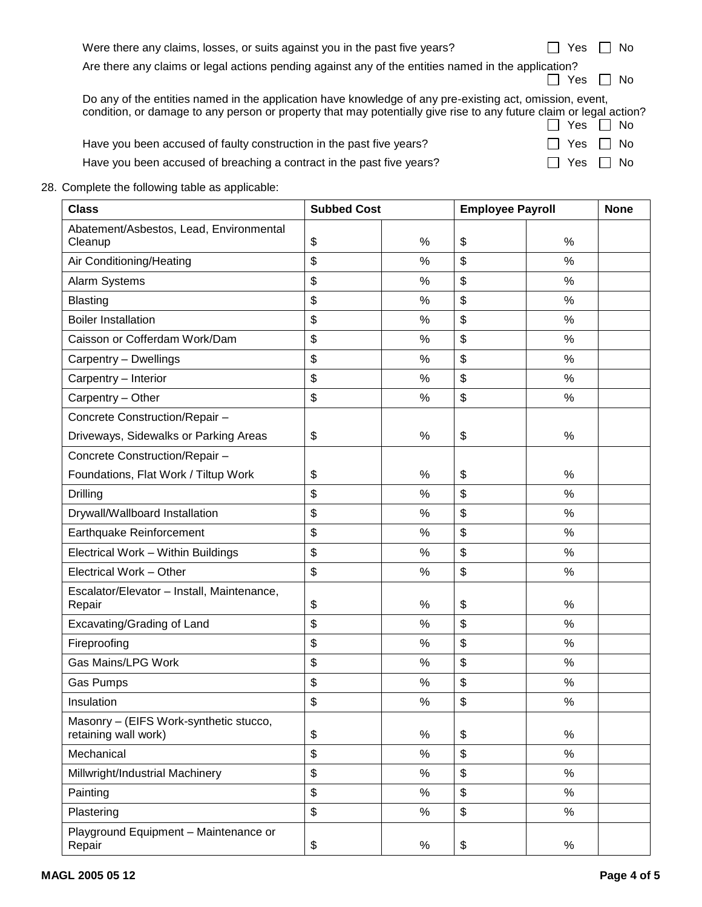Were there any claims, losses, or suits against you in the past five years? ☐ Yes ☐ No

Are there any claims or legal actions pending against any of the entities named in the application? ☐ Yes ☐ No

Do any of the entities named in the application have knowledge of any pre-existing act, omission, event, condition, or damage to any person or property that may potentially give rise to any future claim or legal action? ☐ Yes ☐ No

Have you been accused of faulty construction in the past five years? ☐ Yes ☐ No

Have you been accused of breaching a contract in the past five years? ☐ Yes ☐ No

28. Complete the following table as applicable:

| Class | Subbed Cost | | Employee Payroll | | None |
|---|---|---|---|---|---|
| Abatement/Asbestos, Lead, Environmental Cleanup | $ | % | $ | % | |
| Air Conditioning/Heating | $ | % | $ | % | |
| Alarm Systems | $ | % | $ | % | |
| Blasting | $ | % | $ | % | |
| Boiler Installation | $ | % | $ | % | |
| Caisson or Cofferdam Work/Dam | $ | % | $ | % | |
| Carpentry – Dwellings | $ | % | $ | % | |
| Carpentry – Interior | $ | % | $ | % | |
| Carpentry – Other | $ | % | $ | % | |
| Concrete Construction/Repair – Driveways, Sidewalks or Parking Areas | $ | % | $ | % | |
| Concrete Construction/Repair – Foundations, Flat Work / Tiltup Work | $ | % | $ | % | |
| Drilling | $ | % | $ | % | |
| Drywall/Wallboard Installation | $ | % | $ | % | |
| Earthquake Reinforcement | $ | % | $ | % | |
| Electrical Work – Within Buildings | $ | % | $ | % | |
| Electrical Work – Other | $ | % | $ | % | |
| Escalator/Elevator – Install, Maintenance, Repair | $ | % | $ | % | |
| Excavating/Grading of Land | $ | % | $ | % | |
| Fireproofing | $ | % | $ | % | |
| Gas Mains/LPG Work | $ | % | $ | % | |
| Gas Pumps | $ | % | $ | % | |
| Insulation | $ | % | $ | % | |
| Masonry – (EIFS Work-synthetic stucco, retaining wall work) | $ | % | $ | % | |
| Mechanical | $ | % | $ | % | |
| Millwright/Industrial Machinery | $ | % | $ | % | |
| Painting | $ | % | $ | % | |
| Plastering | $ | % | $ | % | |
| Playground Equipment – Maintenance or Repair | $ | % | $ | % | |

MAGL 2005 05 12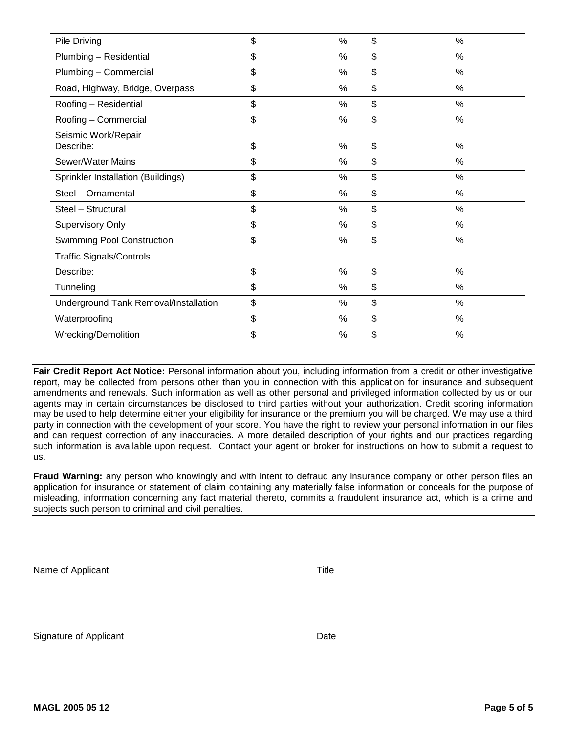| | | | | | |
|---|---|---|---|---|---|
| Pile Driving | $ | % | $ | % | |
| Plumbing – Residential | $ | % | $ | % | |
| Plumbing – Commercial | $ | % | $ | % | |
| Road, Highway, Bridge, Overpass | $ | % | $ | % | |
| Roofing – Residential | $ | % | $ | % | |
| Roofing – Commercial | $ | % | $ | % | |
| Seismic Work/Repair<br>Describe: | $ | % | $ | % | |
| Sewer/Water Mains | $ | % | $ | % | |
| Sprinkler Installation (Buildings) | $ | % | $ | % | |
| Steel – Ornamental | $ | % | $ | % | |
| Steel – Structural | $ | % | $ | % | |
| Supervisory Only | $ | % | $ | % | |
| Swimming Pool Construction | $ | % | $ | % | |
| Traffic Signals/Controls<br>Describe: | $ | % | $ | % | |
| Tunneling | $ | % | $ | % | |
| Underground Tank Removal/Installation | $ | % | $ | % | |
| Waterproofing | $ | % | $ | % | |
| Wrecking/Demolition | $ | % | $ | % | |

**Fair Credit Report Act Notice:** Personal information about you, including information from a credit or other investigative report, may be collected from persons other than you in connection with this application for insurance and subsequent amendments and renewals. Such information as well as other personal and privileged information collected by us or our agents may in certain circumstances be disclosed to third parties without your authorization. Credit scoring information may be used to help determine either your eligibility for insurance or the premium you will be charged. We may use a third party in connection with the development of your score. You have the right to review your personal information in our files and can request correction of any inaccuracies. A more detailed description of your rights and our practices regarding such information is available upon request. Contact your agent or broker for instructions on how to submit a request to us.

**Fraud Warning:** any person who knowingly and with intent to defraud any insurance company or other person files an application for insurance or statement of claim containing any materially false information or conceals for the purpose of misleading, information concerning any fact material thereto, commits a fraudulent insurance act, which is a crime and subjects such person to criminal and civil penalties.

Name of Applicant ______________________ Title ______________________

Signature of Applicant ______________________ Date ______________________

MAGL 2005 05 12